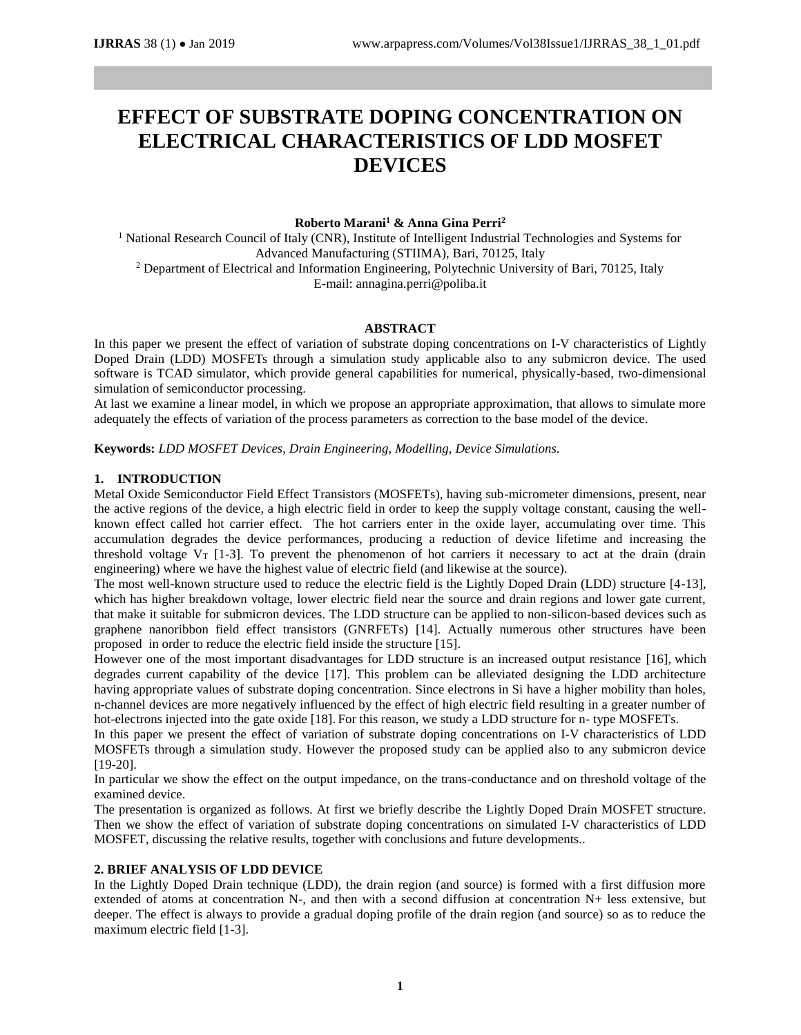# EFFECT OF SUBSTRATE DOPING CONCENTRATION ON ELECTRICAL CHARACTERISTICS OF LDD MOSFET DEVICES

**Roberto Marani[1] & Anna Gina Perri[2]**

[1] National Research Council of Italy (CNR), Institute of Intelligent Industrial Technologies and Systems for Advanced Manufacturing (STIIMA), Bari, 70125, Italy

[2] Department of Electrical and Information Engineering, Polytechnic University of Bari, 70125, Italy

E-mail: annagina.perri@poliba.it

## ABSTRACT

In this paper we present the effect of variation of substrate doping concentrations on I-V characteristics of Lightly Doped Drain (LDD) MOSFETs through a simulation study applicable also to any submicron device. The used software is TCAD simulator, which provide general capabilities for numerical, physically-based, two-dimensional simulation of semiconductor processing.

At last we examine a linear model, in which we propose an appropriate approximation, that allows to simulate more adequately the effects of variation of the process parameters as correction to the base model of the device.

**Keywords:** *LDD MOSFET Devices, Drain Engineering, Modelling, Device Simulations.*

## 1. INTRODUCTION

Metal Oxide Semiconductor Field Effect Transistors (MOSFETs), having sub-micrometer dimensions, present, near the active regions of the device, a high electric field in order to keep the supply voltage constant, causing the well-known effect called hot carrier effect. The hot carriers enter in the oxide layer, accumulating over time. This accumulation degrades the device performances, producing a reduction of device lifetime and increasing the threshold voltage $V_T$ [1-3]. To prevent the phenomenon of hot carriers it necessary to act at the drain (drain engineering) where we have the highest value of electric field (and likewise at the source).

The most well-known structure used to reduce the electric field is the Lightly Doped Drain (LDD) structure [4-13], which has higher breakdown voltage, lower electric field near the source and drain regions and lower gate current, that make it suitable for submicron devices. The LDD structure can be applied to non-silicon-based devices such as graphene nanoribbon field effect transistors (GNRFETs) [14]. Actually numerous other structures have been proposed in order to reduce the electric field inside the structure [15].

However one of the most important disadvantages for LDD structure is an increased output resistance [16], which degrades current capability of the device [17]. This problem can be alleviated designing the LDD architecture having appropriate values of substrate doping concentration. Since electrons in Si have a higher mobility than holes, n-channel devices are more negatively influenced by the effect of high electric field resulting in a greater number of hot-electrons injected into the gate oxide [18]. For this reason, we study a LDD structure for n- type MOSFETs.

In this paper we present the effect of variation of substrate doping concentrations on I-V characteristics of LDD MOSFETs through a simulation study. However the proposed study can be applied also to any submicron device [19-20].

In particular we show the effect on the output impedance, on the trans-conductance and on threshold voltage of the examined device.

The presentation is organized as follows. At first we briefly describe the Lightly Doped Drain MOSFET structure. Then we show the effect of variation of substrate doping concentrations on simulated I-V characteristics of LDD MOSFET, discussing the relative results, together with conclusions and future developments..

## 2. BRIEF ANALYSIS OF LDD DEVICE

In the Lightly Doped Drain technique (LDD), the drain region (and source) is formed with a first diffusion more extended of atoms at concentration N-, and then with a second diffusion at concentration N+ less extensive, but deeper. The effect is always to provide a gradual doping profile of the drain region (and source) so as to reduce the maximum electric field [1-3].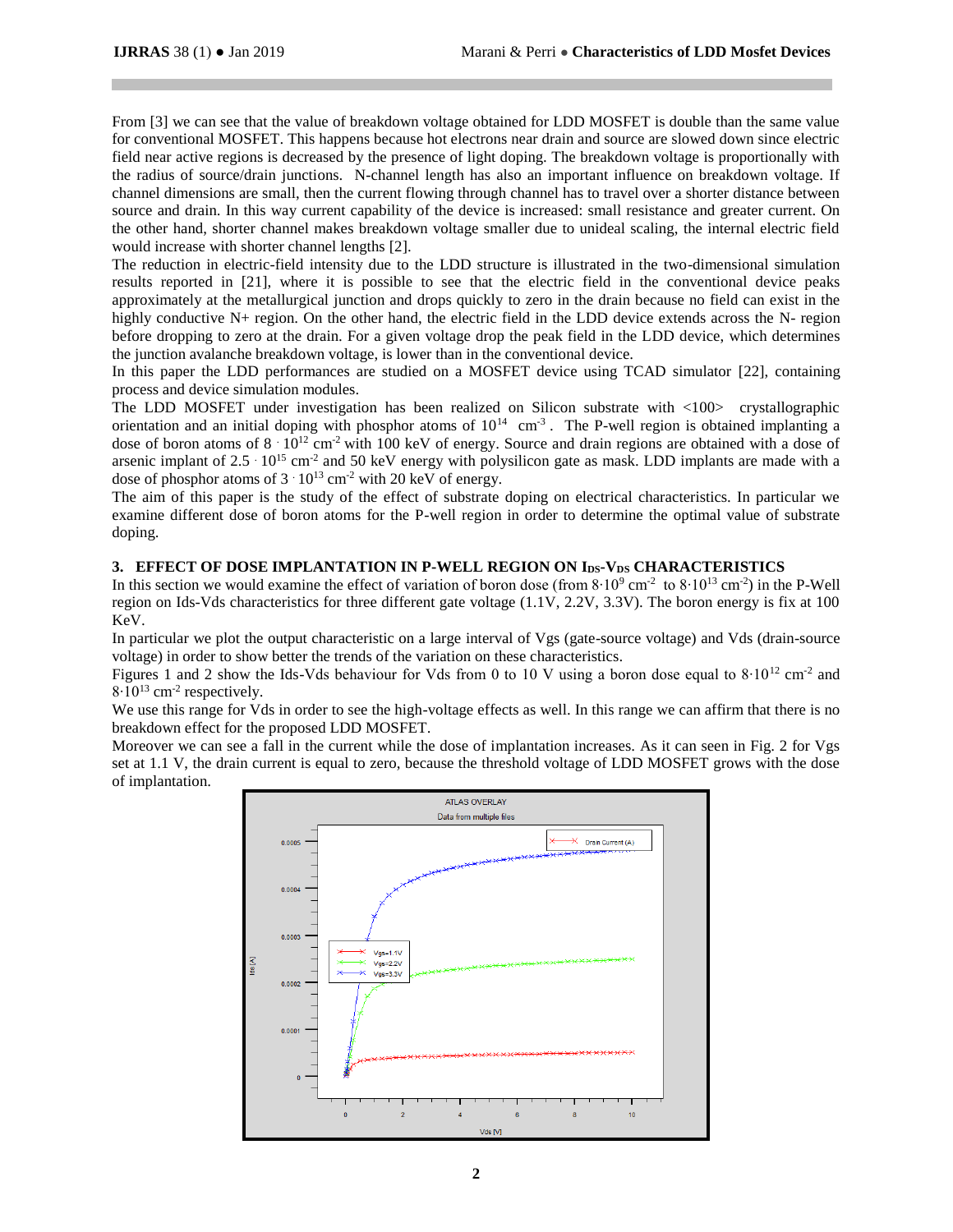From [3] we can see that the value of breakdown voltage obtained for LDD MOSFET is double than the same value for conventional MOSFET. This happens because hot electrons near drain and source are slowed down since electric field near active regions is decreased by the presence of light doping. The breakdown voltage is proportionally with the radius of source/drain junctions. N-channel length has also an important influence on breakdown voltage. If channel dimensions are small, then the current flowing through channel has to travel over a shorter distance between source and drain. In this way current capability of the device is increased: small resistance and greater current. On the other hand, shorter channel makes breakdown voltage smaller due to unideal scaling, the internal electric field would increase with shorter channel lengths [2].

The reduction in electric-field intensity due to the LDD structure is illustrated in the two-dimensional simulation results reported in [21], where it is possible to see that the electric field in the conventional device peaks approximately at the metallurgical junction and drops quickly to zero in the drain because no field can exist in the highly conductive N+ region. On the other hand, the electric field in the LDD device extends across the N- region before dropping to zero at the drain. For a given voltage drop the peak field in the LDD device, which determines the junction avalanche breakdown voltage, is lower than in the conventional device.

In this paper the LDD performances are studied on a MOSFET device using TCAD simulator [22], containing process and device simulation modules.

The LDD MOSFET under investigation has been realized on Silicon substrate with <100> crystallographic orientation and an initial doping with phosphor atoms of $10^{14}$ $cm^{-3}$. The P-well region is obtained implanting a dose of boron atoms of $8 \cdot 10^{12}$ $cm^{-2}$ with 100 keV of energy. Source and drain regions are obtained with a dose of arsenic implant of $2.5 \cdot 10^{15}$ $cm^{-2}$ and 50 keV energy with polysilicon gate as mask. LDD implants are made with a dose of phosphor atoms of $3 \cdot 10^{13}$ $cm^{-2}$ with 20 keV of energy.

The aim of this paper is the study of the effect of substrate doping on electrical characteristics. In particular we examine different dose of boron atoms for the P-well region in order to determine the optimal value of substrate doping.

## 3. EFFECT OF DOSE IMPLANTATION IN P-WELL REGION ON $I_{DS}$-$V_{DS}$ CHARACTERISTICS

In this section we would examine the effect of variation of boron dose (from $8 \cdot 10^{9}$ $cm^{-2}$ to $8 \cdot 10^{13}$ $cm^{-2}$) in the P-Well region on Ids-Vds characteristics for three different gate voltage (1.1V, 2.2V, 3.3V). The boron energy is fix at 100 KeV.

In particular we plot the output characteristic on a large interval of Vgs (gate-source voltage) and Vds (drain-source voltage) in order to show better the trends of the variation on these characteristics.

Figures 1 and 2 show the Ids-Vds behaviour for Vds from 0 to 10 V using a boron dose equal to $8 \cdot 10^{12}$ $cm^{-2}$ and $8 \cdot 10^{13}$ $cm^{-2}$ respectively.

We use this range for Vds in order to see the high-voltage effects as well. In this range we can affirm that there is no breakdown effect for the proposed LDD MOSFET.

Moreover we can see a fall in the current while the dose of implantation increases. As it can seen in Fig. 2 for Vgs set at 1.1 V, the drain current is equal to zero, because the threshold voltage of LDD MOSFET grows with the dose of implantation.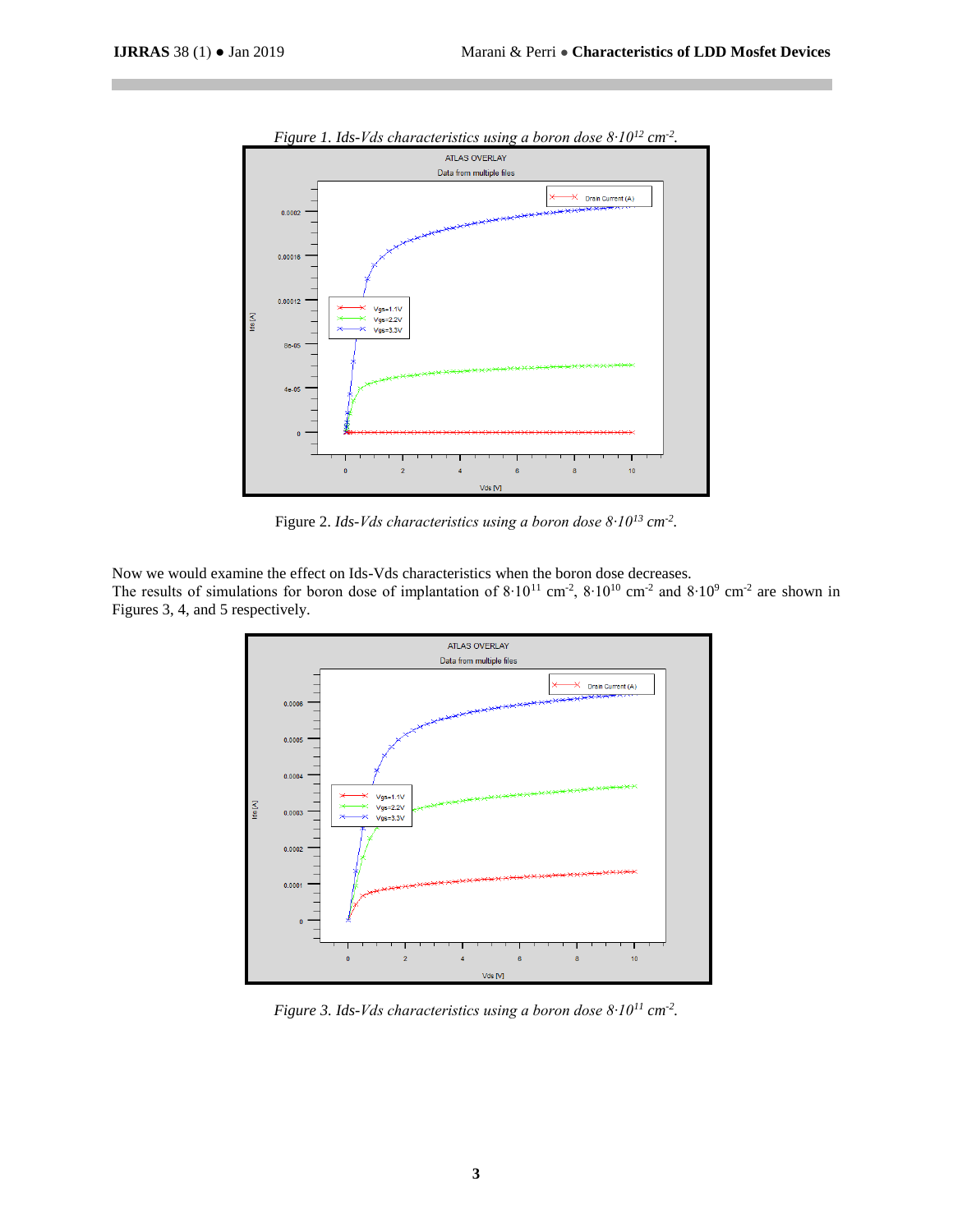*Figure 1. Ids-Vds characteristics using a boron dose $8{\cdot}10^{12}$ cm$^{-2}$.*

Figure 2. *Ids-Vds characteristics using a boron dose $8{\cdot}10^{13}$ cm$^{-2}$.*

Now we would examine the effect on Ids-Vds characteristics when the boron dose decreases.
The results of simulations for boron dose of implantation of $8{\cdot}10^{11}$ cm$^{-2}$, $8{\cdot}10^{10}$ cm$^{-2}$ and $8{\cdot}10^{9}$ cm$^{-2}$ are shown in Figures 3, 4, and 5 respectively.

*Figure 3. Ids-Vds characteristics using a boron dose $8{\cdot}10^{11}$ cm$^{-2}$.*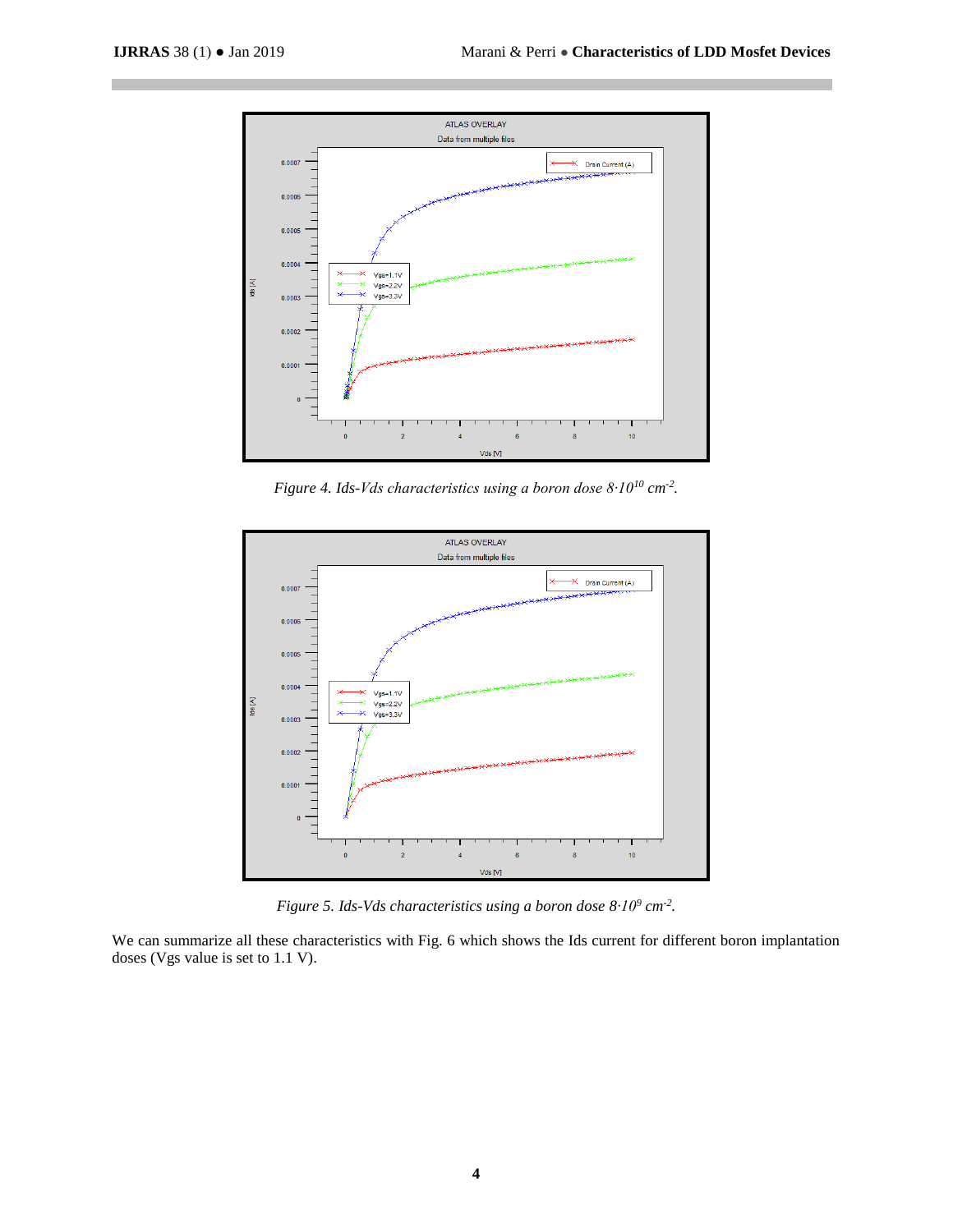*Figure 4. Ids-Vds characteristics using a boron dose $8{\cdot}10^{10}$ $cm^{-2}$.*

*Figure 5. Ids-Vds characteristics using a boron dose $8{\cdot}10^{9}$ $cm^{-2}$.*

We can summarize all these characteristics with Fig. 6 which shows the Ids current for different boron implantation doses (Vgs value is set to 1.1 V).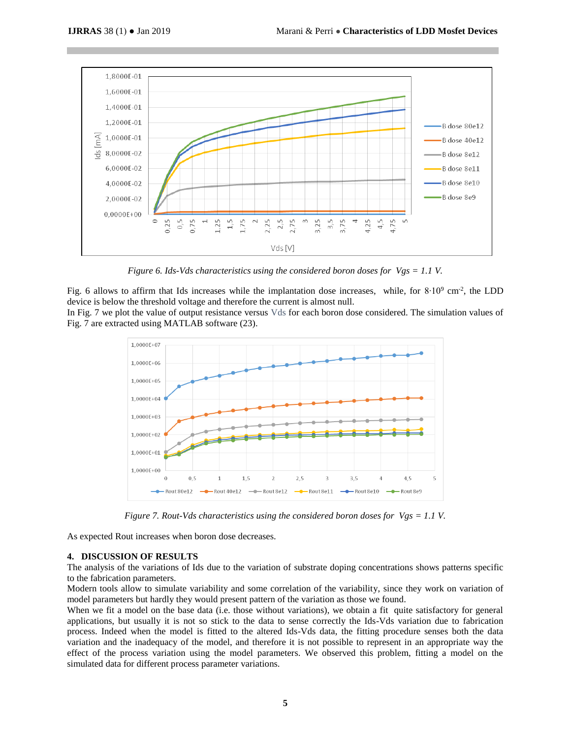*Figure 6. Ids-Vds characteristics using the considered boron doses for Vgs = 1.1 V.*

Fig. 6 allows to affirm that Ids increases while the implantation dose increases, while, for $8 \cdot 10^9$ $cm^{-2}$, the LDD device is below the threshold voltage and therefore the current is almost null.
In Fig. 7 we plot the value of output resistance versus Vds for each boron dose considered. The simulation values of Fig. 7 are extracted using MATLAB software (23).

*Figure 7. Rout-Vds characteristics using the considered boron doses for Vgs = 1.1 V.*

As expected Rout increases when boron dose decreases.

## 4. DISCUSSION OF RESULTS

The analysis of the variations of Ids due to the variation of substrate doping concentrations shows patterns specific to the fabrication parameters.
Modern tools allow to simulate variability and some correlation of the variability, since they work on variation of model parameters but hardly they would present pattern of the variation as those we found.
When we fit a model on the base data (i.e. those without variations), we obtain a fit quite satisfactory for general applications, but usually it is not so stick to the data to sense correctly the Ids-Vds variation due to fabrication process. Indeed when the model is fitted to the altered Ids-Vds data, the fitting procedure senses both the data variation and the inadequacy of the model, and therefore it is not possible to represent in an appropriate way the effect of the process variation using the model parameters. We observed this problem, fitting a model on the simulated data for different process parameter variations.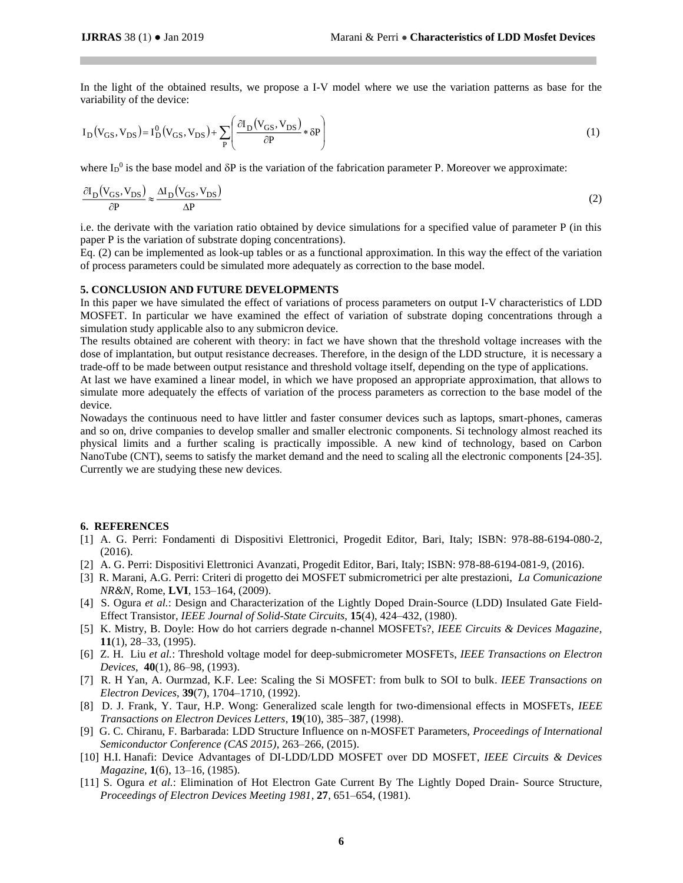In the light of the obtained results, we propose a I-V model where we use the variation patterns as base for the variability of the device:

$$I_D(V_{GS}, V_{DS}) = I_D^0(V_{GS}, V_{DS}) + \sum_P \left( \frac{\partial I_D(V_{GS}, V_{DS})}{\partial P} * \delta P \right) \tag{1}$$

where $I_D^0$ is the base model and $\delta P$ is the variation of the fabrication parameter P. Moreover we approximate:

$$\frac{\partial I_D(V_{GS}, V_{DS})}{\partial P} \approx \frac{\Delta I_D(V_{GS}, V_{DS})}{\Delta P} \tag{2}$$

i.e. the derivate with the variation ratio obtained by device simulations for a specified value of parameter P (in this paper P is the variation of substrate doping concentrations).

Eq. (2) can be implemented as look-up tables or as a functional approximation. In this way the effect of the variation of process parameters could be simulated more adequately as correction to the base model.

## 5. CONCLUSION AND FUTURE DEVELOPMENTS

In this paper we have simulated the effect of variations of process parameters on output I-V characteristics of LDD MOSFET. In particular we have examined the effect of variation of substrate doping concentrations through a simulation study applicable also to any submicron device.

The results obtained are coherent with theory: in fact we have shown that the threshold voltage increases with the dose of implantation, but output resistance decreases. Therefore, in the design of the LDD structure, it is necessary a trade-off to be made between output resistance and threshold voltage itself, depending on the type of applications.

At last we have examined a linear model, in which we have proposed an appropriate approximation, that allows to simulate more adequately the effects of variation of the process parameters as correction to the base model of the device.

Nowadays the continuous need to have littler and faster consumer devices such as laptops, smart-phones, cameras and so on, drive companies to develop smaller and smaller electronic components. Si technology almost reached its physical limits and a further scaling is practically impossible. A new kind of technology, based on Carbon NanoTube (CNT), seems to satisfy the market demand and the need to scaling all the electronic components [24-35]. Currently we are studying these new devices.

## 6. REFERENCES

[1] A. G. Perri: Fondamenti di Dispositivi Elettronici, Progedit Editor, Bari, Italy; ISBN: 978-88-6194-080-2, (2016).

[2] A. G. Perri: Dispositivi Elettronici Avanzati, Progedit Editor, Bari, Italy; ISBN: 978-88-6194-081-9, (2016).

[3] R. Marani, A.G. Perri: Criteri di progetto dei MOSFET submicrometrici per alte prestazioni, *La Comunicazione NR&N*, Rome, **LVI**, 153–164, (2009).

[4] S. Ogura *et al.*: Design and Characterization of the Lightly Doped Drain-Source (LDD) Insulated Gate Field-Effect Transistor, *IEEE Journal of Solid-State Circuits*, **15**(4), 424–432, (1980).

[5] K. Mistry, B. Doyle: How do hot carriers degrade n-channel MOSFETs?, *IEEE Circuits & Devices Magazine*, **11**(1), 28–33, (1995).

[6] Z. H. Liu *et al.*: Threshold voltage model for deep-submicrometer MOSFETs, *IEEE Transactions on Electron Devices*, **40**(1), 86–98, (1993).

[7] R. H Yan, A. Ourmzad, K.F. Lee: Scaling the Si MOSFET: from bulk to SOI to bulk. *IEEE Transactions on Electron Devices*, **39**(7), 1704–1710, (1992).

[8] D. J. Frank, Y. Taur, H.P. Wong: Generalized scale length for two-dimensional effects in MOSFETs, *IEEE Transactions on Electron Devices Letters*, **19**(10), 385–387, (1998).

[9] G. C. Chiranu, F. Barbarada: LDD Structure Influence on n-MOSFET Parameters, *Proceedings of International Semiconductor Conference (CAS 2015)*, 263–266, (2015).

[10] H.I. Hanafi: Device Advantages of DI-LDD/LDD MOSFET over DD MOSFET, *IEEE Circuits & Devices Magazine*, **1**(6), 13–16, (1985).

[11] S. Ogura *et al.*: Elimination of Hot Electron Gate Current By The Lightly Doped Drain- Source Structure, *Proceedings of Electron Devices Meeting 1981*, **27**, 651–654, (1981).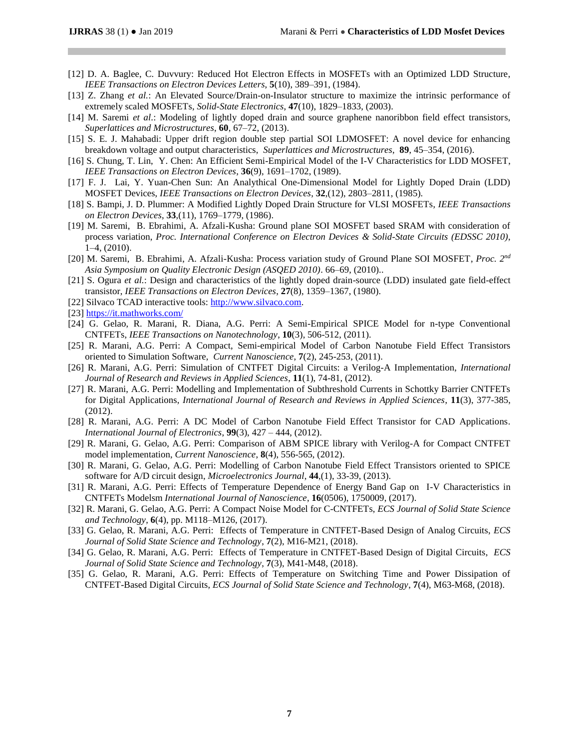[12] D. A. Baglee, C. Duvvury: Reduced Hot Electron Effects in MOSFETs with an Optimized LDD Structure, *IEEE Transactions on Electron Devices Letters*, **5**(10), 389–391, (1984).

[13] Z. Zhang *et al.*: An Elevated Source/Drain-on-Insulator structure to maximize the intrinsic performance of extremely scaled MOSFETs, *Solid-State Electronics*, **47**(10), 1829–1833, (2003).

[14] M. Saremi *et al*.: Modeling of lightly doped drain and source graphene nanoribbon field effect transistors, *Superlattices and Microstructures*, **60**, 67–72, (2013).

[15] S. E. J. Mahabadi: Upper drift region double step partial SOI LDMOSFET: A novel device for enhancing breakdown voltage and output characteristics, *Superlattices and Microstructures*, **89**, 45–354, (2016).

[16] S. Chung, T. Lin, Y. Chen: An Efficient Semi-Empirical Model of the I-V Characteristics for LDD MOSFET, *IEEE Transactions on Electron Devices*, **36**(9), 1691–1702, (1989).

[17] F. J. Lai, Y. Yuan-Chen Sun: An Analytical One-Dimensional Model for Lightly Doped Drain (LDD) MOSFET Devices, *IEEE Transactions on Electron Devices*, **32**,(12), 2803–2811, (1985).

[18] S. Bampi, J. D. Plummer: A Modified Lightly Doped Drain Structure for VLSI MOSFETs, *IEEE Transactions on Electron Devices*, **33**,(11), 1769–1779, (1986).

[19] M. Saremi, B. Ebrahimi, A. Afzali-Kusha: Ground plane SOI MOSFET based SRAM with consideration of process variation, *Proc. International Conference on Electron Devices & Solid-State Circuits (EDSSC 2010)*, 1–4, (2010).

[20] M. Saremi, B. Ebrahimi, A. Afzali-Kusha: Process variation study of Ground Plane SOI MOSFET, *Proc. 2nd Asia Symposium on Quality Electronic Design (ASQED 2010)*. 66–69, (2010)..

[21] S. Ogura *et al.*: Design and characteristics of the lightly doped drain-source (LDD) insulated gate field-effect transistor, *IEEE Transactions on Electron Devices*, **27**(8), 1359–1367, (1980).

[22] Silvaco TCAD interactive tools: http://www.silvaco.com.

[23] https://it.mathworks.com/

[24] G. Gelao, R. Marani, R. Diana, A.G. Perri: A Semi-Empirical SPICE Model for n-type Conventional CNTFETs, *IEEE Transactions on Nanotechnology*, **10**(3), 506-512, (2011).

[25] R. Marani, A.G. Perri: A Compact, Semi-empirical Model of Carbon Nanotube Field Effect Transistors oriented to Simulation Software, *Current Nanoscience*, **7**(2), 245-253, (2011).

[26] R. Marani, A.G. Perri: Simulation of CNTFET Digital Circuits: a Verilog-A Implementation, *International Journal of Research and Reviews in Applied Sciences*, **11**(1), 74-81, (2012).

[27] R. Marani, A.G. Perri: Modelling and Implementation of Subthreshold Currents in Schottky Barrier CNTFETs for Digital Applications, *International Journal of Research and Reviews in Applied Sciences*, **11**(3), 377-385, (2012).

[28] R. Marani, A.G. Perri: A DC Model of Carbon Nanotube Field Effect Transistor for CAD Applications. *International Journal of Electronics*, **99**(3), 427 – 444, (2012).

[29] R. Marani, G. Gelao, A.G. Perri: Comparison of ABM SPICE library with Verilog-A for Compact CNTFET model implementation, *Current Nanoscience*, **8**(4), 556-565, (2012).

[30] R. Marani, G. Gelao, A.G. Perri: Modelling of Carbon Nanotube Field Effect Transistors oriented to SPICE software for A/D circuit design, *Microelectronics Journal*, **44**,(1), 33-39, (2013).

[31] R. Marani, A.G. Perri: Effects of Temperature Dependence of Energy Band Gap on I-V Characteristics in CNTFETs Modelsm *International Journal of Nanoscience*, **16**(0506), 1750009, (2017).

[32] R. Marani, G. Gelao, A.G. Perri: A Compact Noise Model for C-CNTFETs, *ECS Journal of Solid State Science and Technology*, **6**(4), pp. M118–M126, (2017).

[33] G. Gelao, R. Marani, A.G. Perri: Effects of Temperature in CNTFET-Based Design of Analog Circuits, *ECS Journal of Solid State Science and Technology*, **7**(2), M16-M21, (2018).

[34] G. Gelao, R. Marani, A.G. Perri: Effects of Temperature in CNTFET-Based Design of Digital Circuits, *ECS Journal of Solid State Science and Technology*, **7**(3), M41-M48, (2018).

[35] G. Gelao, R. Marani, A.G. Perri: Effects of Temperature on Switching Time and Power Dissipation of CNTFET-Based Digital Circuits, *ECS Journal of Solid State Science and Technology*, **7**(4), M63-M68, (2018).